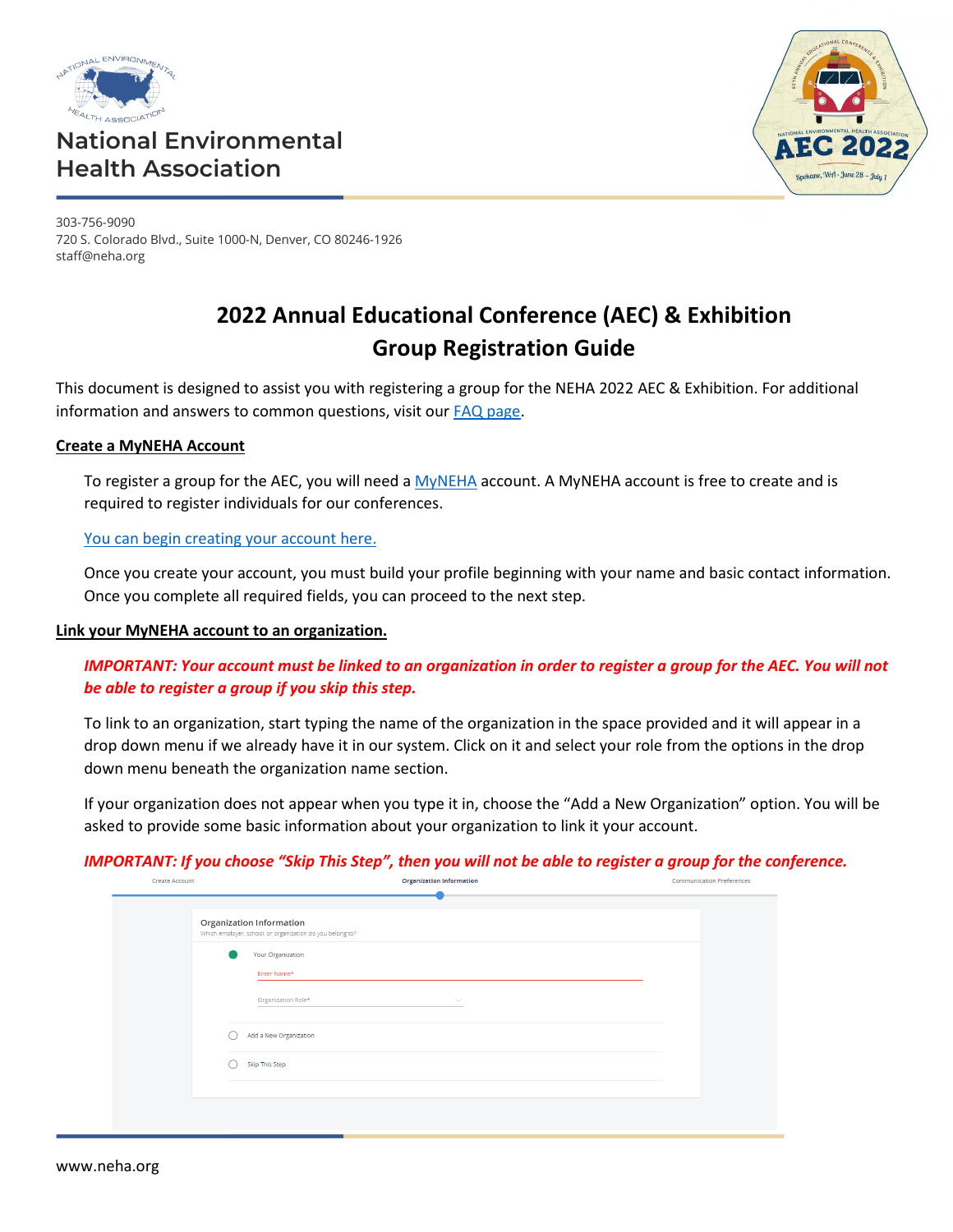National Environmental Health Association

303-756-9090
720 S. Colorado Blvd., Suite 1000-N, Denver, CO 80246-1926
staff@neha.org

# 2022 Annual Educational Conference (AEC) & Exhibition Group Registration Guide

This document is designed to assist you with registering a group for the NEHA 2022 AEC & Exhibition. For additional information and answers to common questions, visit our FAQ page.

## Create a MyNEHA Account

To register a group for the AEC, you will need a MyNEHA account. A MyNEHA account is free to create and is required to register individuals for our conferences.

You can begin creating your account here.

Once you create your account, you must build your profile beginning with your name and basic contact information. Once you complete all required fields, you can proceed to the next step.

## Link your MyNEHA account to an organization.

***IMPORTANT: Your account must be linked to an organization in order to register a group for the AEC. You will not be able to register a group if you skip this step.***

To link to an organization, start typing the name of the organization in the space provided and it will appear in a drop down menu if we already have it in our system. Click on it and select your role from the options in the drop down menu beneath the organization name section.

If your organization does not appear when you type it in, choose the "Add a New Organization" option. You will be asked to provide some basic information about your organization to link it your account.

***IMPORTANT: If you choose "Skip This Step", then you will not be able to register a group for the conference.***

Create Account | Organization Information | Communication Preferences

Organization Information
Which employer, school, or organization do you belong to?

- Your Organization
  - Enter Name*
  - Organization Role*
- Add a New Organization
- Skip This Step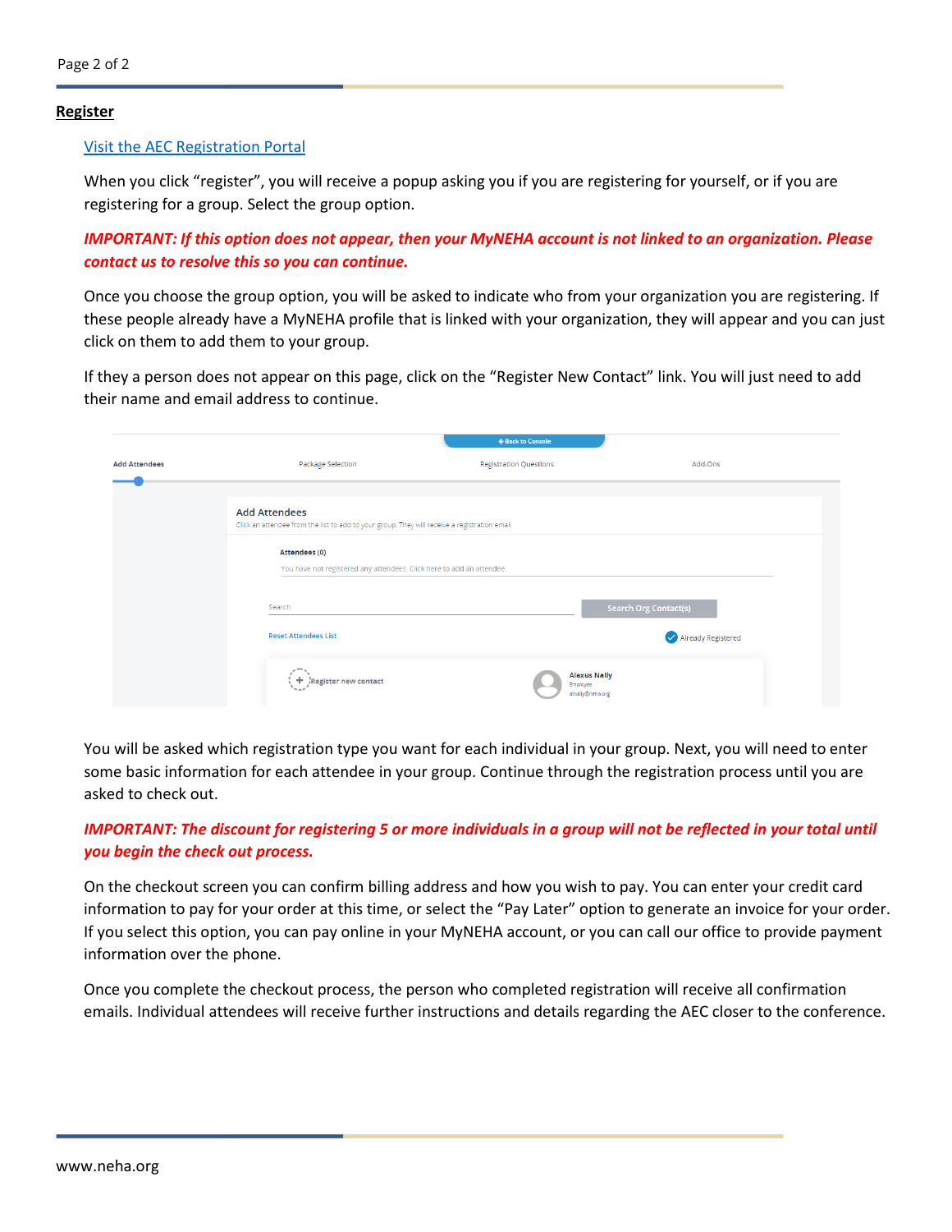## Register

[Visit the AEC Registration Portal]

When you click “register”, you will receive a popup asking you if you are registering for yourself, or if you are registering for a group. Select the group option.

***IMPORTANT: If this option does not appear, then your MyNEHA account is not linked to an organization. Please contact us to resolve this so you can continue.***

Once you choose the group option, you will be asked to indicate who from your organization you are registering. If these people already have a MyNEHA profile that is linked with your organization, they will appear and you can just click on them to add them to your group.

If they a person does not appear on this page, click on the “Register New Contact” link. You will just need to add their name and email address to continue.

Back to Console

Add Attendees

Package Selection

Registration Questions

Add-Ons

Add Attendees

Click an attendee from the list to add to your group. They will receive a registration email.

Attendees (0)

You have not registered any attendees. Click here to add an attendee.

Search

Search Org Contact(s)

Reset Attendees List

Already Registered

Register new contact

Alexus Nally

Employee

anally@neha.org

You will be asked which registration type you want for each individual in your group. Next, you will need to enter some basic information for each attendee in your group. Continue through the registration process until you are asked to check out.

***IMPORTANT: The discount for registering 5 or more individuals in a group will not be reflected in your total until you begin the check out process.***

On the checkout screen you can confirm billing address and how you wish to pay. You can enter your credit card information to pay for your order at this time, or select the “Pay Later” option to generate an invoice for your order. If you select this option, you can pay online in your MyNEHA account, or you can call our office to provide payment information over the phone.

Once you complete the checkout process, the person who completed registration will receive all confirmation emails. Individual attendees will receive further instructions and details regarding the AEC closer to the conference.